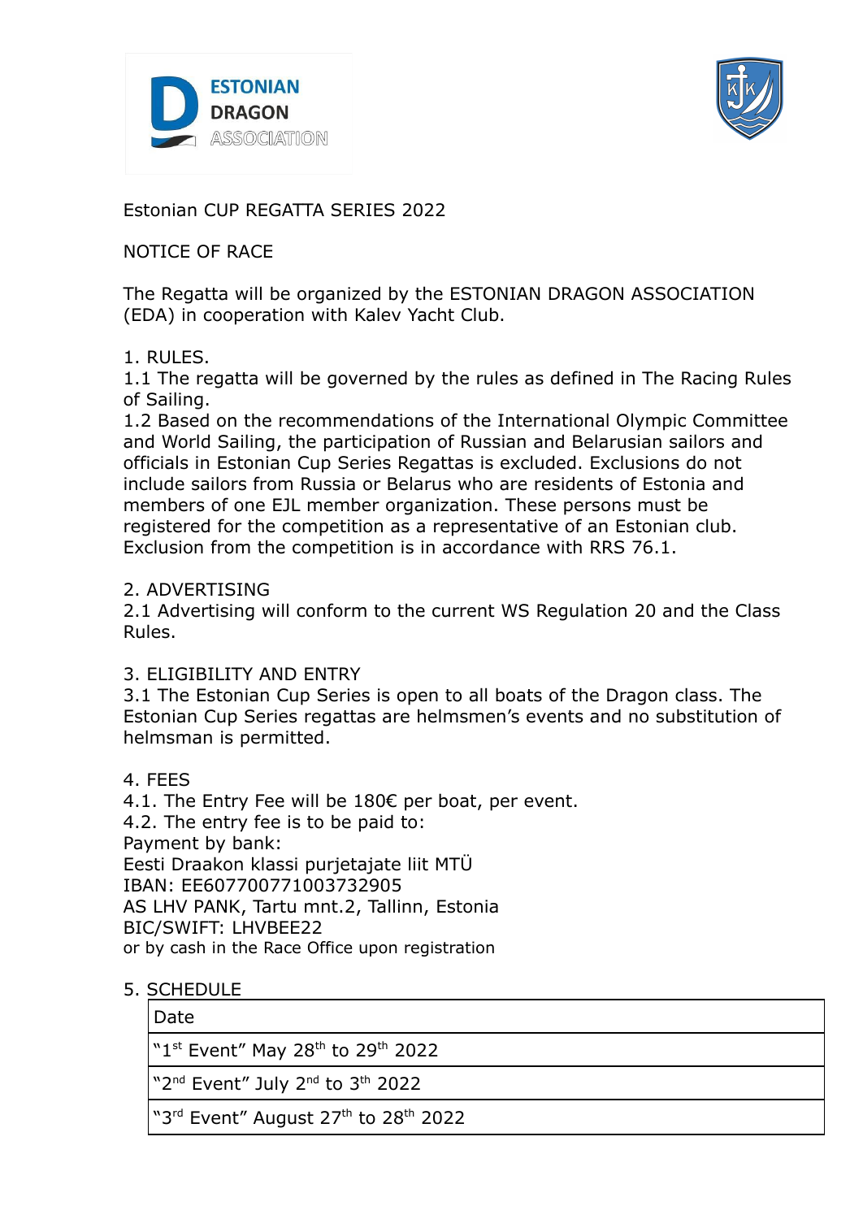Estonian CUP REGATTA SERIES 2022

NOTICE OF RACE

The Regatta will be organized by the ESTONIAN DRAGON ASSOCIATION (EDA) in cooperation with Kalev Yacht Club.

1. RULES.

1.1 The regatta will be governed by the rules as defined in The Racing Rules of Sailing.

1.2 Based on the recommendations of the International Olympic Committee and World Sailing, the participation of Russian and Belarusian sailors and officials in Estonian Cup Series Regattas is excluded. Exclusions do not include sailors from Russia or Belarus who are residents of Estonia and members of one EJL member organization. These persons must be registered for the competition as a representative of an Estonian club. Exclusion from the competition is in accordance with RRS 76.1.

2. ADVERTISING

2.1 Advertising will conform to the current WS Regulation 20 and the Class Rules.

3. ELIGIBILITY AND ENTRY

3.1 The Estonian Cup Series is open to all boats of the Dragon class. The Estonian Cup Series regattas are helmsmen's events and no substitution of helmsman is permitted.

4. FEES

4.1. The Entry Fee will be 180€ per boat, per event.

4.2. The entry fee is to be paid to:

Payment by bank:
Eesti Draakon klassi purjetajate liit MTÜ
IBAN: EE607700771003732905
AS LHV PANK, Tartu mnt.2, Tallinn, Estonia
BIC/SWIFT: LHVBEE22
or by cash in the Race Office upon registration

5. SCHEDULE

| Date |
|---|
| "1st Event" May 28th to 29th 2022 |
| "2nd Event" July 2nd to 3th 2022 |
| "3rd Event" August 27th to 28th 2022 |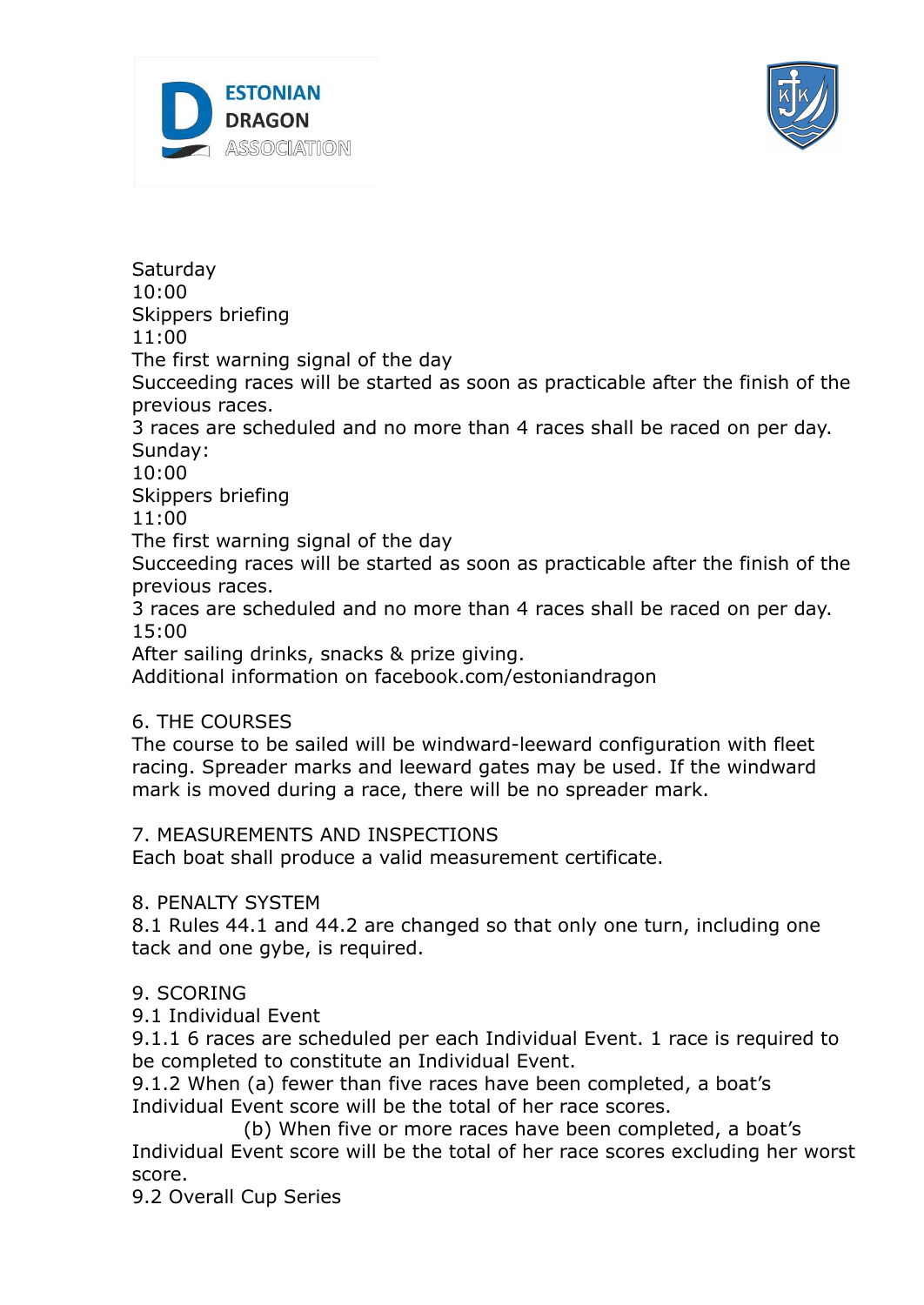Saturday
10:00
Skippers briefing
11:00
The first warning signal of the day
Succeeding races will be started as soon as practicable after the finish of the previous races.
3 races are scheduled and no more than 4 races shall be raced on per day.
Sunday:
10:00
Skippers briefing
11:00
The first warning signal of the day
Succeeding races will be started as soon as practicable after the finish of the previous races.
3 races are scheduled and no more than 4 races shall be raced on per day.
15:00
After sailing drinks, snacks & prize giving.
Additional information on facebook.com/estoniandragon

## 6. THE COURSES

The course to be sailed will be windward-leeward configuration with fleet racing. Spreader marks and leeward gates may be used. If the windward mark is moved during a race, there will be no spreader mark.

## 7. MEASUREMENTS AND INSPECTIONS

Each boat shall produce a valid measurement certificate.

## 8. PENALTY SYSTEM

8.1 Rules 44.1 and 44.2 are changed so that only one turn, including one tack and one gybe, is required.

## 9. SCORING

9.1 Individual Event
9.1.1 6 races are scheduled per each Individual Event. 1 race is required to be completed to constitute an Individual Event.
9.1.2 When (a) fewer than five races have been completed, a boat's Individual Event score will be the total of her race scores.
(b) When five or more races have been completed, a boat's Individual Event score will be the total of her race scores excluding her worst score.
9.2 Overall Cup Series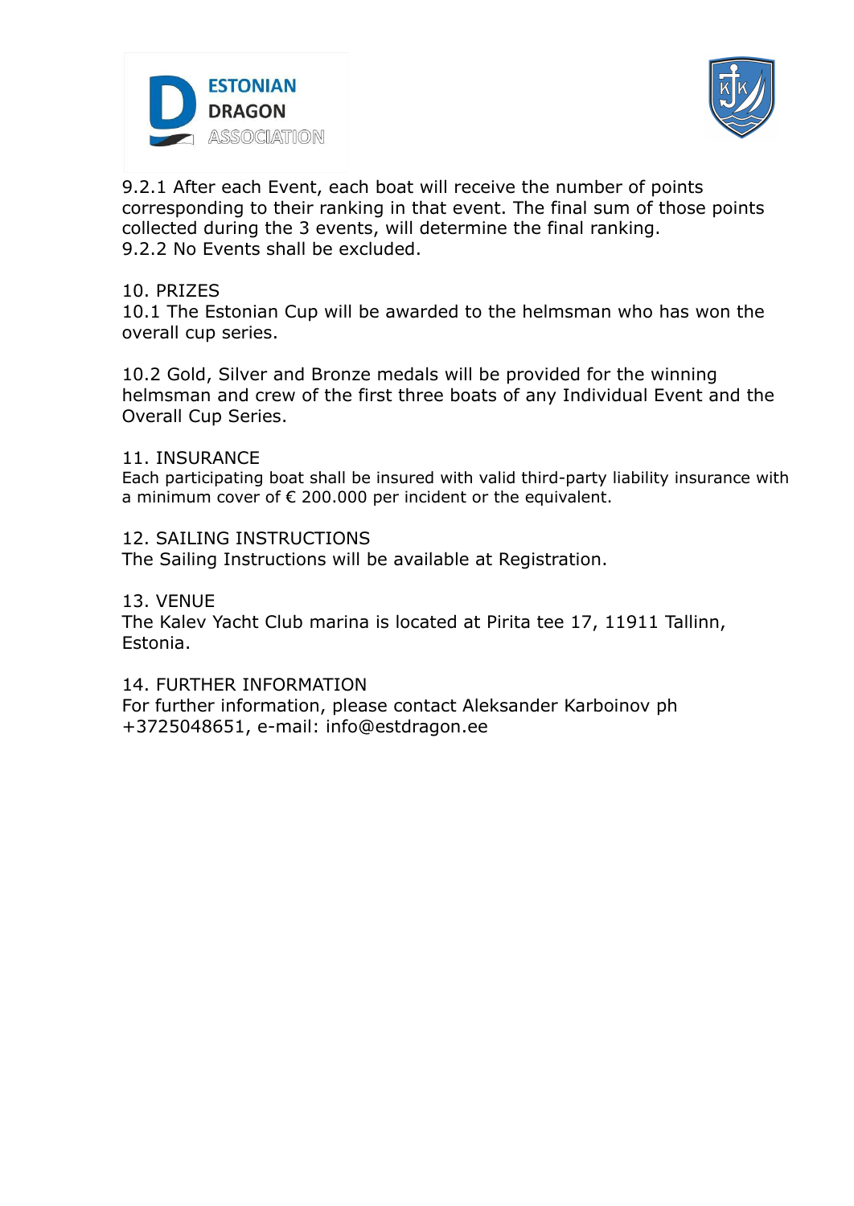9.2.1 After each Event, each boat will receive the number of points corresponding to their ranking in that event. The final sum of those points collected during the 3 events, will determine the final ranking.
9.2.2 No Events shall be excluded.

## 10. PRIZES

10.1 The Estonian Cup will be awarded to the helmsman who has won the overall cup series.

10.2 Gold, Silver and Bronze medals will be provided for the winning helmsman and crew of the first three boats of any Individual Event and the Overall Cup Series.

## 11. INSURANCE

Each participating boat shall be insured with valid third-party liability insurance with a minimum cover of € 200.000 per incident or the equivalent.

## 12. SAILING INSTRUCTIONS

The Sailing Instructions will be available at Registration.

## 13. VENUE

The Kalev Yacht Club marina is located at Pirita tee 17, 11911 Tallinn, Estonia.

## 14. FURTHER INFORMATION

For further information, please contact Aleksander Karboinov ph +3725048651, e-mail: info@estdragon.ee